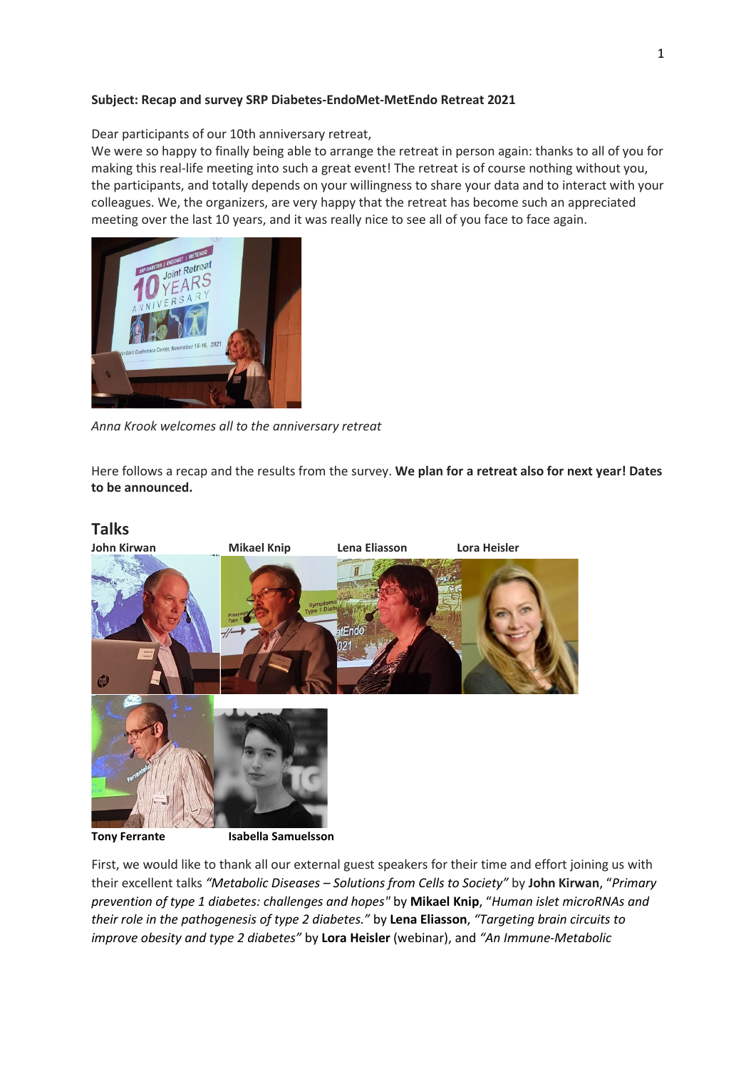**Subject: Recap and survey SRP Diabetes-EndoMet-MetEndo Retreat 2021**

Dear participants of our 10th anniversary retreat,
We were so happy to finally being able to arrange the retreat in person again: thanks to all of you for making this real-life meeting into such a great event! The retreat is of course nothing without you, the participants, and totally depends on your willingness to share your data and to interact with your colleagues. We, the organizers, are very happy that the retreat has become such an appreciated meeting over the last 10 years, and it was really nice to see all of you face to face again.

*Anna Krook welcomes all to the anniversary retreat*

Here follows a recap and the results from the survey. **We plan for a retreat also for next year! Dates to be announced.**

## Talks

**John Kirwan** **Mikael Knip** **Lena Eliasson** **Lora Heisler**

**Tony Ferrante** **Isabella Samuelsson**

First, we would like to thank all our external guest speakers for their time and effort joining us with their excellent talks *"Metabolic Diseases – Solutions from Cells to Society"* by **John Kirwan**, "*Primary prevention of type 1 diabetes: challenges and hopes"* by **Mikael Knip**, "*Human islet microRNAs and their role in the pathogenesis of type 2 diabetes."* by **Lena Eliasson**, *"Targeting brain circuits to improve obesity and type 2 diabetes"* by **Lora Heisler** (webinar), and *"An Immune-Metabolic*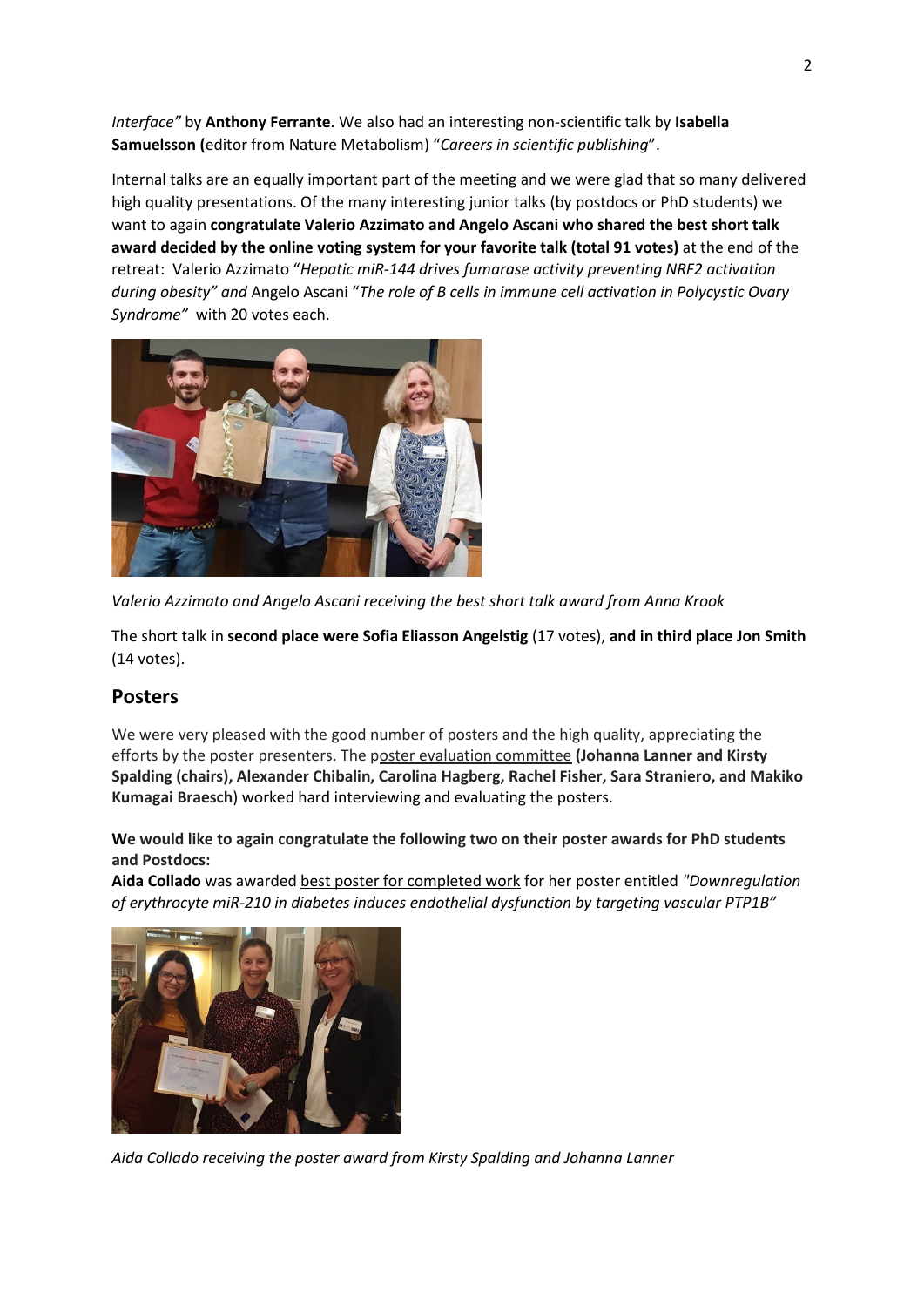*Interface"* by **Anthony Ferrante**. We also had an interesting non-scientific talk by **Isabella Samuelsson (**editor from Nature Metabolism) "*Careers in scientific publishing*".

Internal talks are an equally important part of the meeting and we were glad that so many delivered high quality presentations. Of the many interesting junior talks (by postdocs or PhD students) we want to again **congratulate Valerio Azzimato and Angelo Ascani who shared the best short talk award decided by the online voting system for your favorite talk (total 91 votes)** at the end of the retreat: Valerio Azzimato "*Hepatic miR-144 drives fumarase activity preventing NRF2 activation during obesity" and* Angelo Ascani "*The role of B cells in immune cell activation in Polycystic Ovary Syndrome"* with 20 votes each.

*Valerio Azzimato and Angelo Ascani receiving the best short talk award from Anna Krook*

The short talk in **second place were Sofia Eliasson Angelstig** (17 votes), **and in third place Jon Smith** (14 votes).

## Posters

We were very pleased with the good number of posters and the high quality, appreciating the efforts by the poster presenters. The poster evaluation committee **(Johanna Lanner and Kirsty Spalding (chairs), Alexander Chibalin, Carolina Hagberg, Rachel Fisher, Sara Straniero, and Makiko Kumagai Braesch**) worked hard interviewing and evaluating the posters.

**We would like to again congratulate the following two on their poster awards for PhD students and Postdocs:**
**Aida Collado** was awarded best poster for completed work for her poster entitled *"Downregulation of erythrocyte miR-210 in diabetes induces endothelial dysfunction by targeting vascular PTP1B"*

*Aida Collado receiving the poster award from Kirsty Spalding and Johanna Lanner*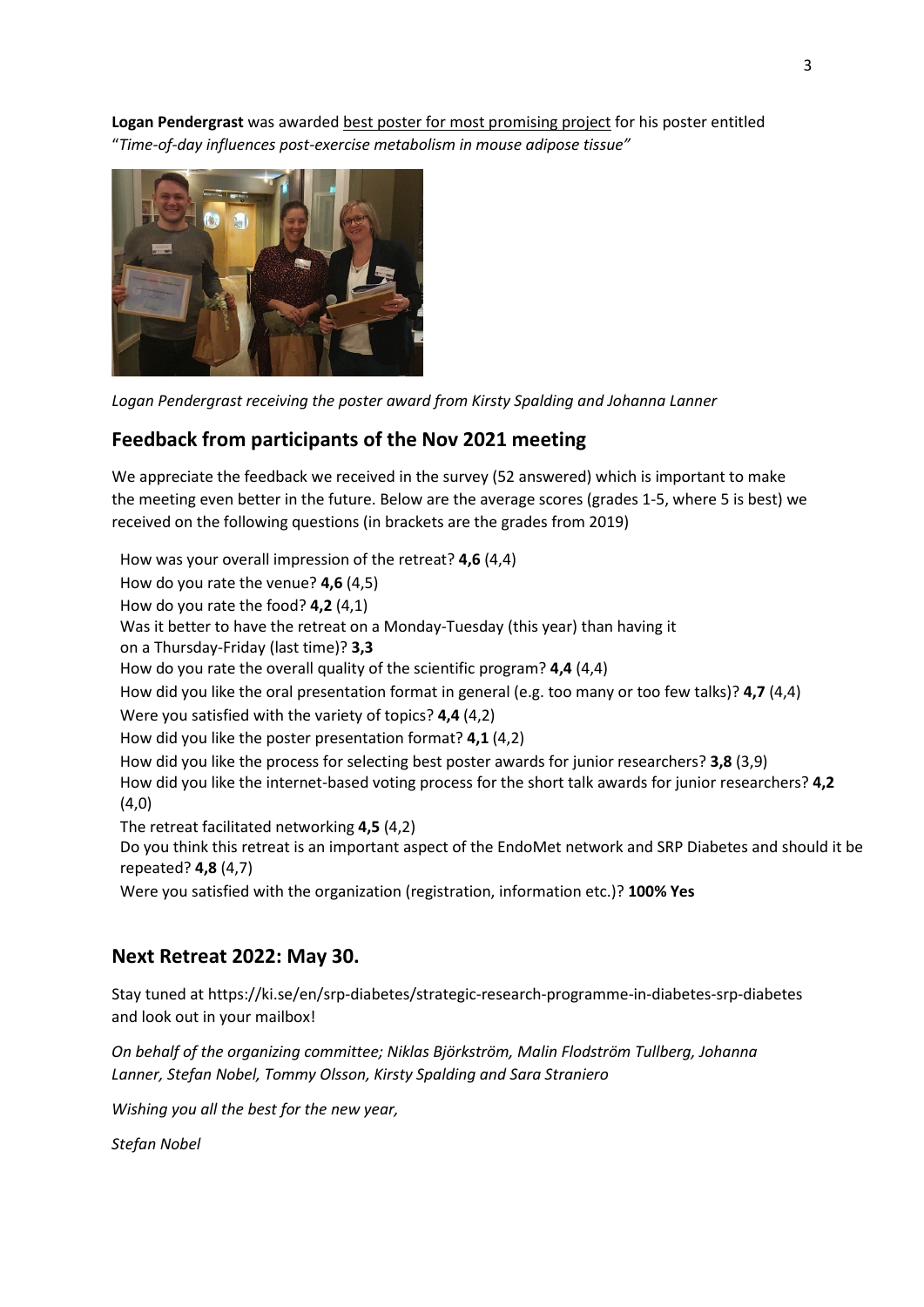**Logan Pendergrast** was awarded best poster for most promising project for his poster entitled "*Time-of-day influences post-exercise metabolism in mouse adipose tissue"*

*Logan Pendergrast receiving the poster award from Kirsty Spalding and Johanna Lanner*

## Feedback from participants of the Nov 2021 meeting

We appreciate the feedback we received in the survey (52 answered) which is important to make the meeting even better in the future. Below are the average scores (grades 1-5, where 5 is best) we received on the following questions (in brackets are the grades from 2019)

How was your overall impression of the retreat? **4,6** (4,4)
How do you rate the venue? **4,6** (4,5)
How do you rate the food? **4,2** (4,1)
Was it better to have the retreat on a Monday-Tuesday (this year) than having it on a Thursday-Friday (last time)? **3,3**
How do you rate the overall quality of the scientific program? **4,4** (4,4)
How did you like the oral presentation format in general (e.g. too many or too few talks)? **4,7** (4,4)
Were you satisfied with the variety of topics? **4,4** (4,2)
How did you like the poster presentation format? **4,1** (4,2)
How did you like the process for selecting best poster awards for junior researchers? **3,8** (3,9)
How did you like the internet-based voting process for the short talk awards for junior researchers? **4,2** (4,0)
The retreat facilitated networking **4,5** (4,2)
Do you think this retreat is an important aspect of the EndoMet network and SRP Diabetes and should it be repeated? **4,8** (4,7)
Were you satisfied with the organization (registration, information etc.)? **100% Yes**

## Next Retreat 2022: May 30.

Stay tuned at https://ki.se/en/srp-diabetes/strategic-research-programme-in-diabetes-srp-diabetes and look out in your mailbox!

*On behalf of the organizing committee; Niklas Björkström, Malin Flodström Tullberg, Johanna Lanner, Stefan Nobel, Tommy Olsson, Kirsty Spalding and Sara Straniero*

*Wishing you all the best for the new year,*

*Stefan Nobel*